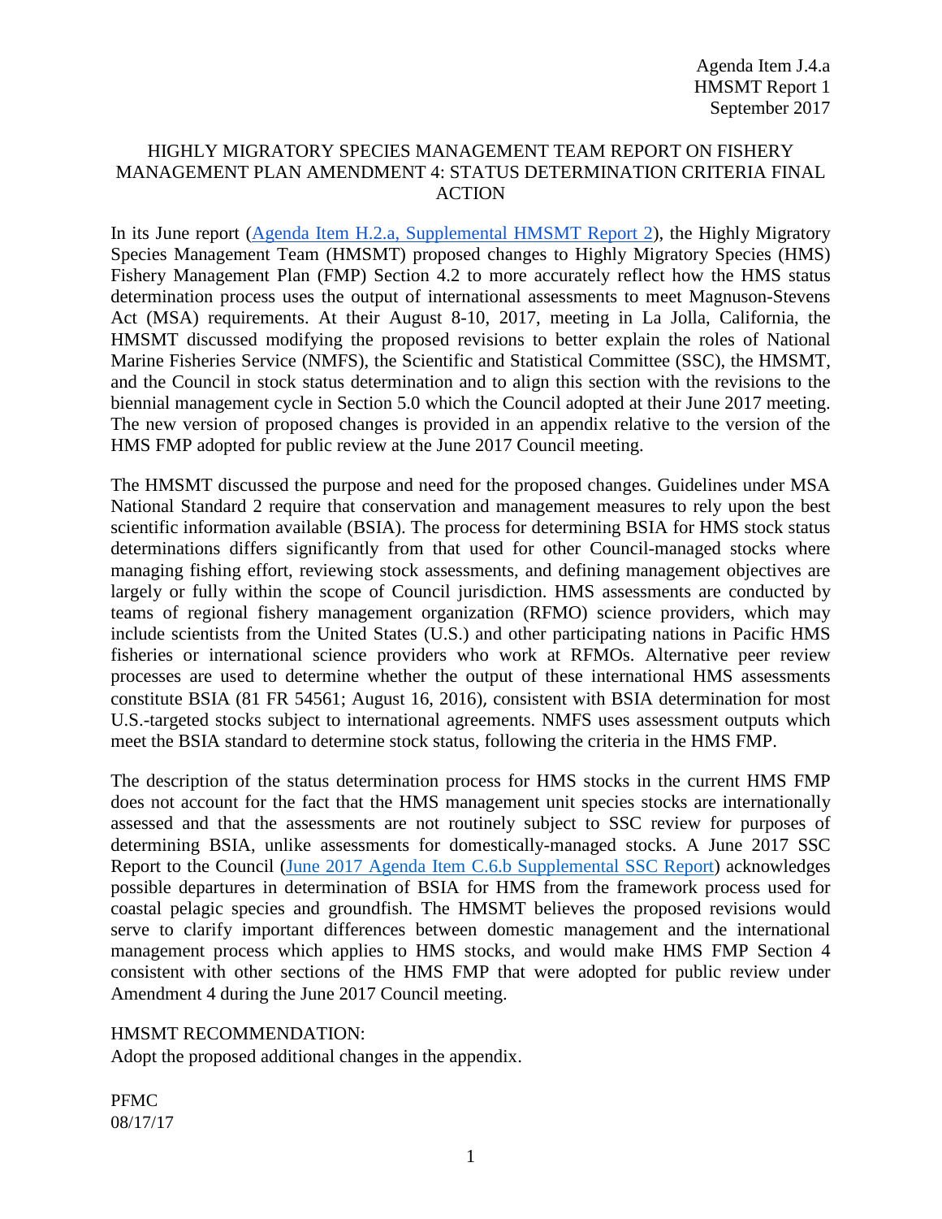Agenda Item J.4.a
HMSMT Report 1
September 2017

# HIGHLY MIGRATORY SPECIES MANAGEMENT TEAM REPORT ON FISHERY MANAGEMENT PLAN AMENDMENT 4: STATUS DETERMINATION CRITERIA FINAL ACTION

In its June report ([Agenda Item H.2.a, Supplemental HMSMT Report 2]), the Highly Migratory Species Management Team (HMSMT) proposed changes to Highly Migratory Species (HMS) Fishery Management Plan (FMP) Section 4.2 to more accurately reflect how the HMS status determination process uses the output of international assessments to meet Magnuson-Stevens Act (MSA) requirements. At their August 8-10, 2017, meeting in La Jolla, California, the HMSMT discussed modifying the proposed revisions to better explain the roles of National Marine Fisheries Service (NMFS), the Scientific and Statistical Committee (SSC), the HMSMT, and the Council in stock status determination and to align this section with the revisions to the biennial management cycle in Section 5.0 which the Council adopted at their June 2017 meeting. The new version of proposed changes is provided in an appendix relative to the version of the HMS FMP adopted for public review at the June 2017 Council meeting.

The HMSMT discussed the purpose and need for the proposed changes. Guidelines under MSA National Standard 2 require that conservation and management measures to rely upon the best scientific information available (BSIA). The process for determining BSIA for HMS stock status determinations differs significantly from that used for other Council-managed stocks where managing fishing effort, reviewing stock assessments, and defining management objectives are largely or fully within the scope of Council jurisdiction. HMS assessments are conducted by teams of regional fishery management organization (RFMO) science providers, which may include scientists from the United States (U.S.) and other participating nations in Pacific HMS fisheries or international science providers who work at RFMOs. Alternative peer review processes are used to determine whether the output of these international HMS assessments constitute BSIA (81 FR 54561; August 16, 2016), consistent with BSIA determination for most U.S.-targeted stocks subject to international agreements. NMFS uses assessment outputs which meet the BSIA standard to determine stock status, following the criteria in the HMS FMP.

The description of the status determination process for HMS stocks in the current HMS FMP does not account for the fact that the HMS management unit species stocks are internationally assessed and that the assessments are not routinely subject to SSC review for purposes of determining BSIA, unlike assessments for domestically-managed stocks. A June 2017 SSC Report to the Council ([June 2017 Agenda Item C.6.b Supplemental SSC Report]) acknowledges possible departures in determination of BSIA for HMS from the framework process used for coastal pelagic species and groundfish. The HMSMT believes the proposed revisions would serve to clarify important differences between domestic management and the international management process which applies to HMS stocks, and would make HMS FMP Section 4 consistent with other sections of the HMS FMP that were adopted for public review under Amendment 4 during the June 2017 Council meeting.

HMSMT RECOMMENDATION:
Adopt the proposed additional changes in the appendix.

PFMC
08/17/17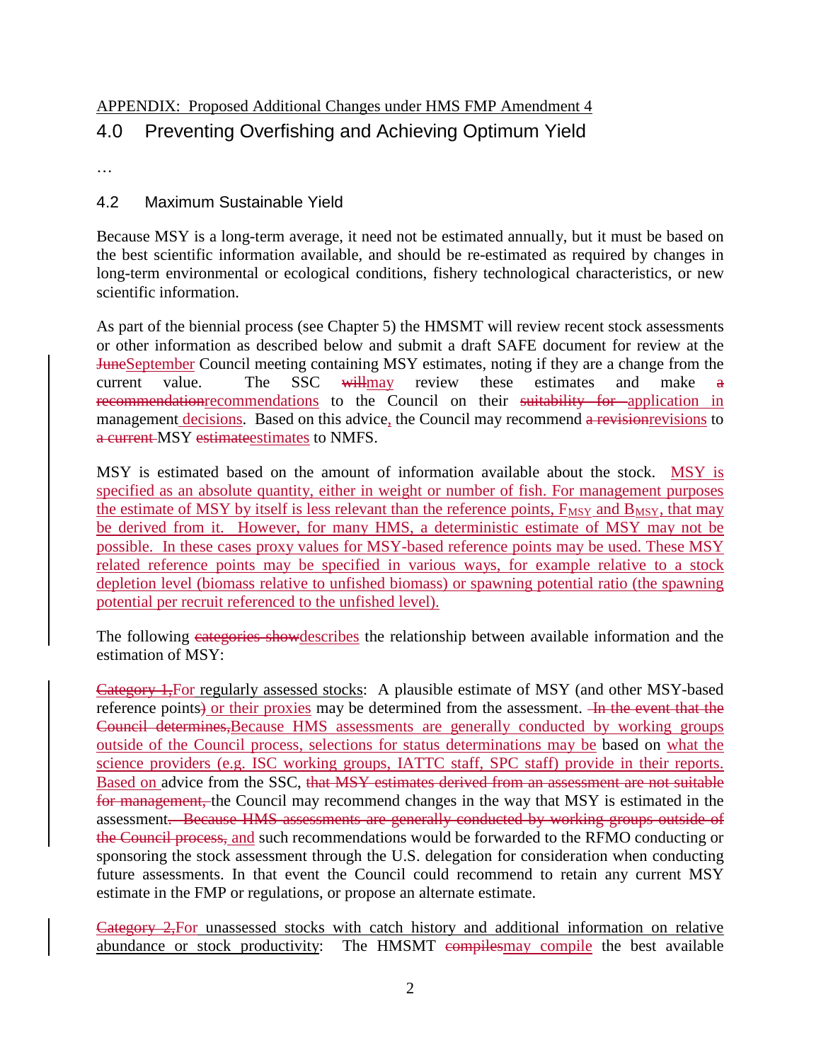APPENDIX: Proposed Additional Changes under HMS FMP Amendment 4

# 4.0 Preventing Overfishing and Achieving Optimum Yield

…

## 4.2 Maximum Sustainable Yield

Because MSY is a long-term average, it need not be estimated annually, but it must be based on the best scientific information available, and should be re-estimated as required by changes in long-term environmental or ecological conditions, fishery technological characteristics, or new scientific information.

As part of the biennial process (see Chapter 5) the HMSMT will review recent stock assessments or other information as described below and submit a draft SAFE document for review at the ~~June~~September Council meeting containing MSY estimates, noting if they are a change from the current value. The SSC ~~will~~may review these estimates and make ~~a recommendation~~recommendations to the Council on their ~~suitability for~~ application in management decisions. Based on this advice, the Council may recommend ~~a revision~~revisions to ~~a current~~ MSY ~~estimate~~estimates to NMFS.

MSY is estimated based on the amount of information available about the stock. MSY is specified as an absolute quantity, either in weight or number of fish. For management purposes the estimate of MSY by itself is less relevant than the reference points, $F_{MSY}$ and $B_{MSY}$, that may be derived from it. However, for many HMS, a deterministic estimate of MSY may not be possible. In these cases proxy values for MSY-based reference points may be used. These MSY related reference points may be specified in various ways, for example relative to a stock depletion level (biomass relative to unfished biomass) or spawning potential ratio (the spawning potential per recruit referenced to the unfished level).

The following ~~categories show~~describes the relationship between available information and the estimation of MSY:

~~Category 1,~~For regularly assessed stocks: A plausible estimate of MSY (and other MSY-based reference points~~)~~ or their proxies may be determined from the assessment. ~~In the event that the Council determines,~~Because HMS assessments are generally conducted by working groups outside of the Council process, selections for status determinations may be based on what the science providers (e.g. ISC working groups, IATTC staff, SPC staff) provide in their reports. Based on advice from the SSC, ~~that MSY estimates derived from an assessment are not suitable for management,~~ the Council may recommend changes in the way that MSY is estimated in the assessment~~. Because HMS assessments are generally conducted by working groups outside of the Council process,~~ and such recommendations would be forwarded to the RFMO conducting or sponsoring the stock assessment through the U.S. delegation for consideration when conducting future assessments. In that event the Council could recommend to retain any current MSY estimate in the FMP or regulations, or propose an alternate estimate.

~~Category 2,~~For unassessed stocks with catch history and additional information on relative abundance or stock productivity: The HMSMT ~~compiles~~may compile the best available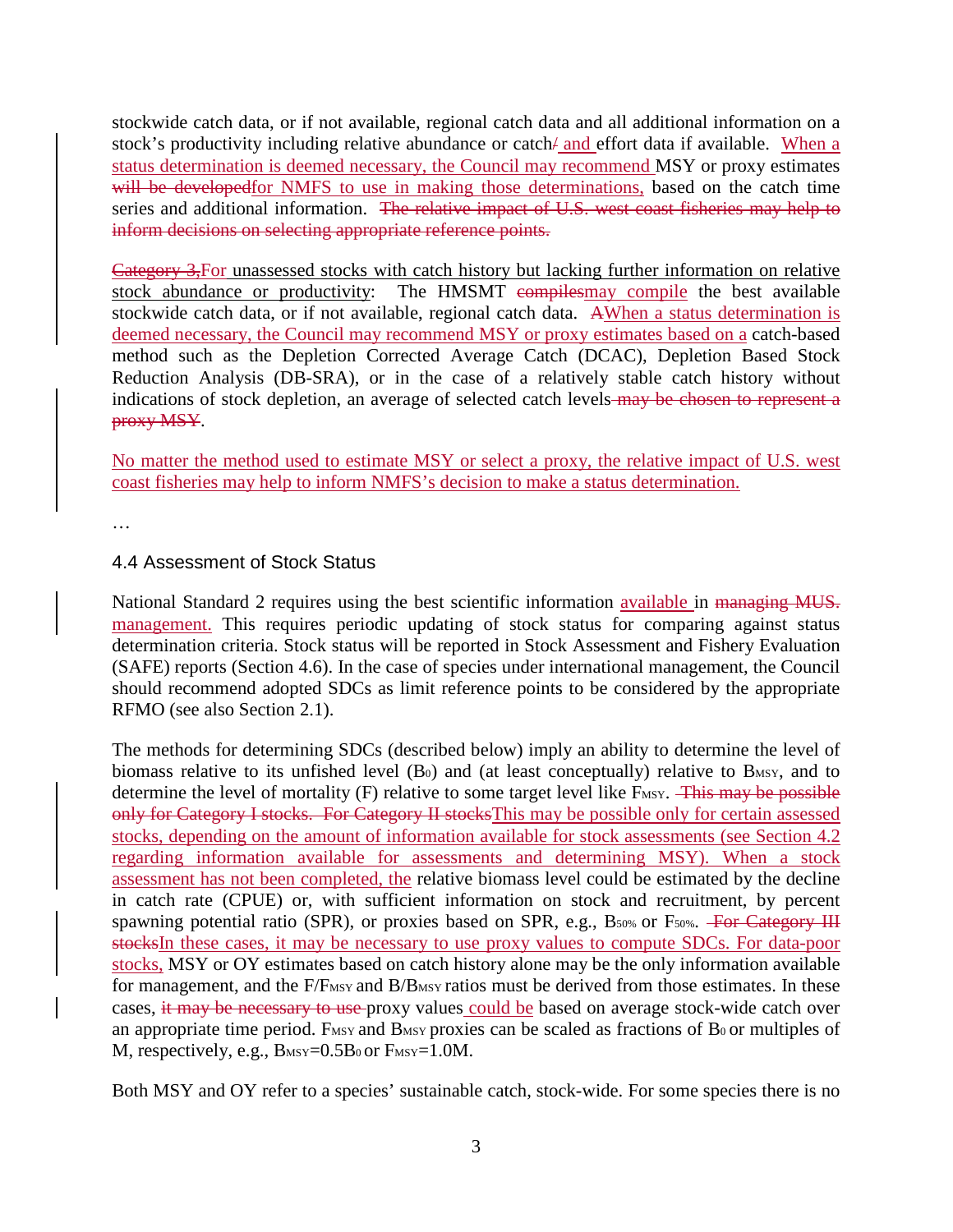stockwide catch data, or if not available, regional catch data and all additional information on a stock's productivity including relative abundance or catch~~/~~ and effort data if available. When a status determination is deemed necessary, the Council may recommend MSY or proxy estimates ~~will be developed~~for NMFS to use in making those determinations, based on the catch time series and additional information. ~~The relative impact of U.S. west coast fisheries may help to inform decisions on selecting appropriate reference points.~~

~~Category 3,~~For unassessed stocks with catch history but lacking further information on relative stock abundance or productivity: The HMSMT ~~compiles~~may compile the best available stockwide catch data, or if not available, regional catch data. ~~A~~When a status determination is deemed necessary, the Council may recommend MSY or proxy estimates based on a catch-based method such as the Depletion Corrected Average Catch (DCAC), Depletion Based Stock Reduction Analysis (DB-SRA), or in the case of a relatively stable catch history without indications of stock depletion, an average of selected catch levels ~~may be chosen to represent a proxy MSY~~.

No matter the method used to estimate MSY or select a proxy, the relative impact of U.S. west coast fisheries may help to inform NMFS's decision to make a status determination.

…

## 4.4 Assessment of Stock Status

National Standard 2 requires using the best scientific information available in ~~managing MUS.~~ management. This requires periodic updating of stock status for comparing against status determination criteria. Stock status will be reported in Stock Assessment and Fishery Evaluation (SAFE) reports (Section 4.6). In the case of species under international management, the Council should recommend adopted SDCs as limit reference points to be considered by the appropriate RFMO (see also Section 2.1).

The methods for determining SDCs (described below) imply an ability to determine the level of biomass relative to its unfished level ($B_0$) and (at least conceptually) relative to $B_{MSY}$, and to determine the level of mortality (F) relative to some target level like $F_{MSY}$. ~~This may be possible only for Category I stocks. For Category II stocks~~This may be possible only for certain assessed stocks, depending on the amount of information available for stock assessments (see Section 4.2 regarding information available for assessments and determining MSY). When a stock assessment has not been completed, the relative biomass level could be estimated by the decline in catch rate (CPUE) or, with sufficient information on stock and recruitment, by percent spawning potential ratio (SPR), or proxies based on SPR, e.g., $B_{50\%}$ or $F_{50\%}$. ~~For Category III stocks~~In these cases, it may be necessary to use proxy values to compute SDCs. For data-poor stocks, MSY or OY estimates based on catch history alone may be the only information available for management, and the $F/F_{MSY}$ and $B/B_{MSY}$ ratios must be derived from those estimates. In these cases, ~~it may be necessary to use~~ proxy values could be based on average stock-wide catch over an appropriate time period. $F_{MSY}$ and $B_{MSY}$ proxies can be scaled as fractions of $B_0$ or multiples of M, respectively, e.g., $B_{MSY}=0.5B_0$ or $F_{MSY}=1.0M$.

Both MSY and OY refer to a species' sustainable catch, stock-wide. For some species there is no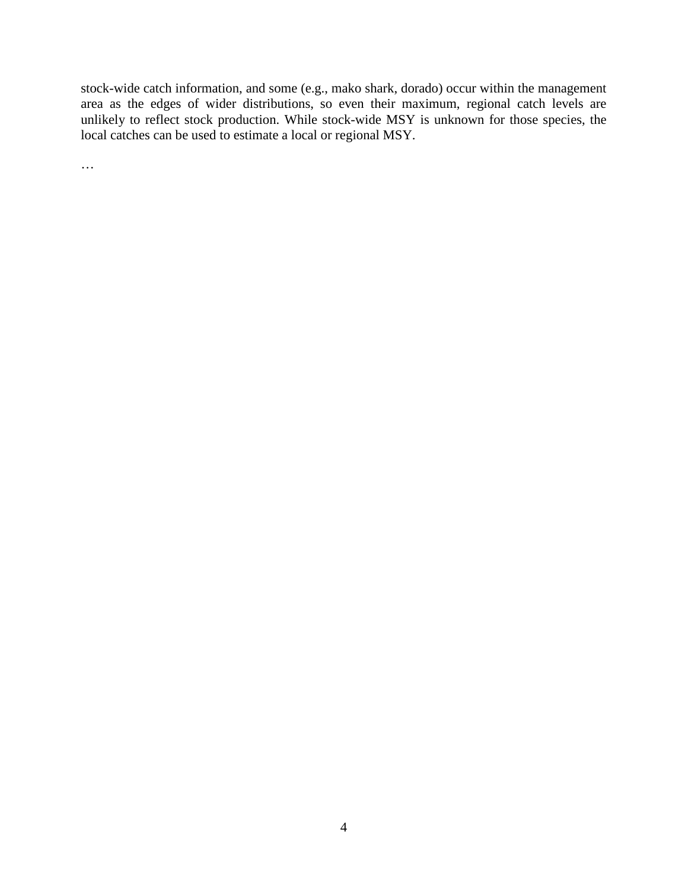stock-wide catch information, and some (e.g., mako shark, dorado) occur within the management area as the edges of wider distributions, so even their maximum, regional catch levels are unlikely to reflect stock production. While stock-wide MSY is unknown for those species, the local catches can be used to estimate a local or regional MSY.

…